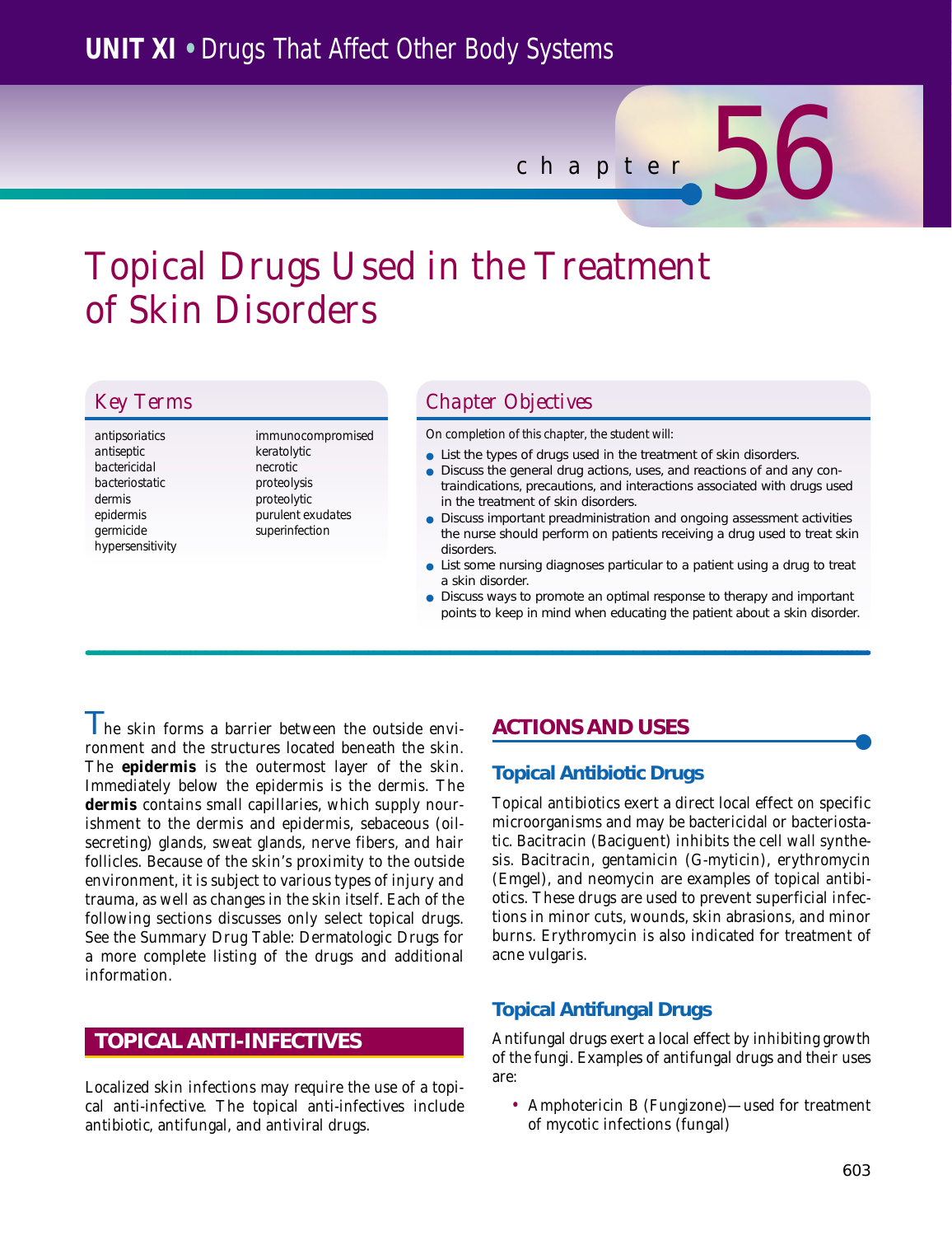UNIT XI • Drugs That Affect Other Body Systems

chapter 56

# Topical Drugs Used in the Treatment of Skin Disorders

## Key Terms

antipsoriatics
antiseptic
bactericidal
bacteriostatic
dermis
epidermis
germicide
hypersensitivity
immunocompromised
keratolytic
necrotic
proteolysis
proteolytic
purulent exudates
superinfection

## Chapter Objectives

*On completion of this chapter, the student will:*

- List the types of drugs used in the treatment of skin disorders.
- Discuss the general drug actions, uses, and reactions of and any contraindications, precautions, and interactions associated with drugs used in the treatment of skin disorders.
- Discuss important preadministration and ongoing assessment activities the nurse should perform on patients receiving a drug used to treat skin disorders.
- List some nursing diagnoses particular to a patient using a drug to treat a skin disorder.
- Discuss ways to promote an optimal response to therapy and important points to keep in mind when educating the patient about a skin disorder.

The skin forms a barrier between the outside environment and the structures located beneath the skin. The **epidermis** is the outermost layer of the skin. Immediately below the epidermis is the dermis. The **dermis** contains small capillaries, which supply nourishment to the dermis and epidermis, sebaceous (oil-secreting) glands, sweat glands, nerve fibers, and hair follicles. Because of the skin's proximity to the outside environment, it is subject to various types of injury and trauma, as well as changes in the skin itself. Each of the following sections discusses only select topical drugs. See the Summary Drug Table: Dermatologic Drugs for a more complete listing of the drugs and additional information.

## TOPICAL ANTI-INFECTIVES

Localized skin infections may require the use of a topical anti-infective. The topical anti-infectives include antibiotic, antifungal, and antiviral drugs.

## ACTIONS AND USES

### Topical Antibiotic Drugs

Topical antibiotics exert a direct local effect on specific microorganisms and may be bactericidal or bacteriostatic. Bacitracin (Baciguent) inhibits the cell wall synthesis. Bacitracin, gentamicin (G-myticin), erythromycin (Emgel), and neomycin are examples of topical antibiotics. These drugs are used to prevent superficial infections in minor cuts, wounds, skin abrasions, and minor burns. Erythromycin is also indicated for treatment of acne vulgaris.

### Topical Antifungal Drugs

Antifungal drugs exert a local effect by inhibiting growth of the fungi. Examples of antifungal drugs and their uses are:

- Amphotericin B (Fungizone)—used for treatment of mycotic infections (fungal)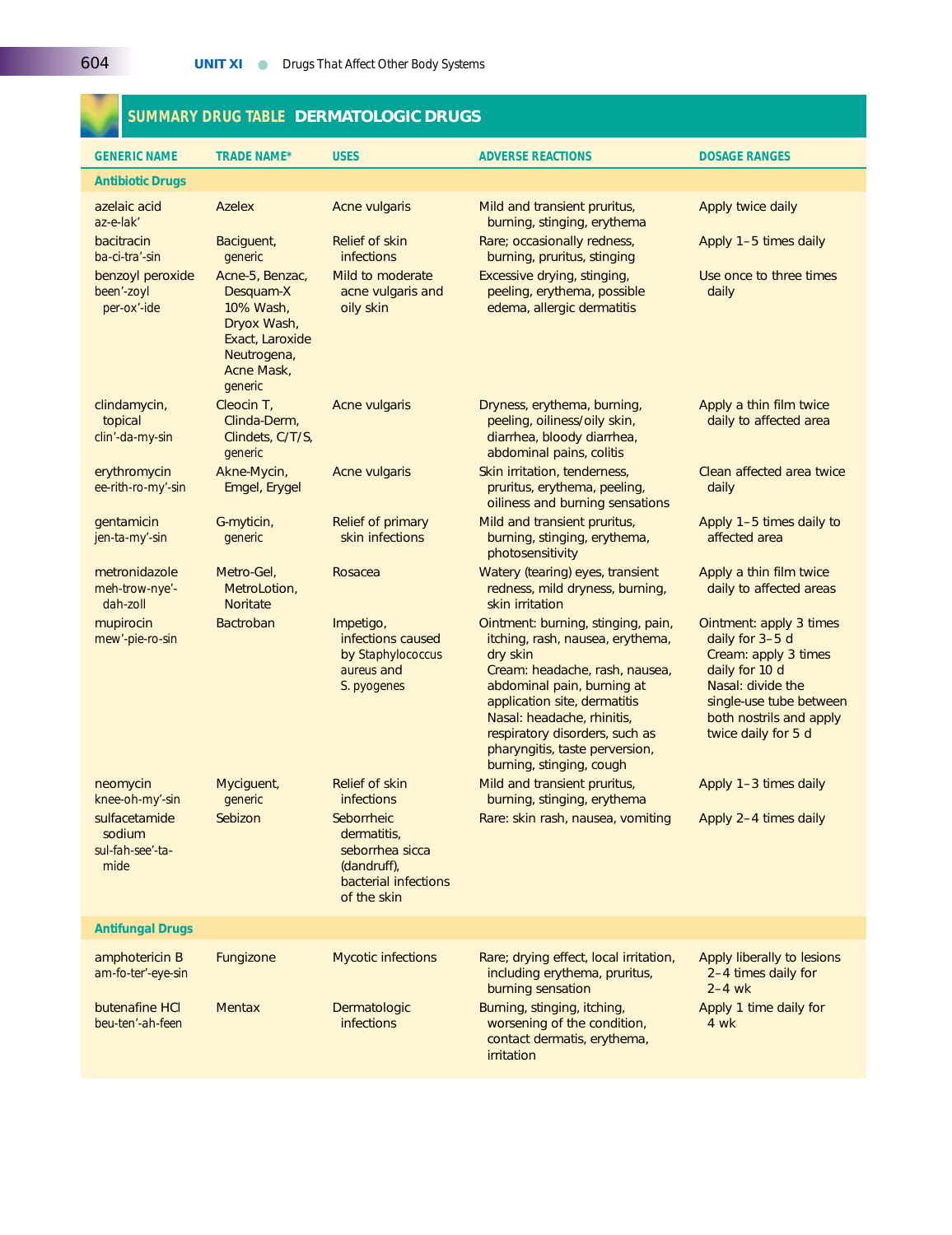## SUMMARY DRUG TABLE DERMATOLOGIC DRUGS

| GENERIC NAME | TRADE NAME* | USES | ADVERSE REACTIONS | DOSAGE RANGES |
|---|---|---|---|---|
| **Antibiotic Drugs** | | | | |
| azelaic acid az-e-lak' | Azelex | Acne vulgaris | Mild and transient pruritus, burning, stinging, erythema | Apply twice daily |
| bacitracin ba-ci-tra'-sin | Baciguent, generic | Relief of skin infections | Rare; occasionally redness, burning, pruritus, stinging | Apply 1–5 times daily |
| benzoyl peroxide been'-zoyl per-ox'-ide | Acne-5, Benzac, Desquam-X 10% Wash, Dryox Wash, Exact, Laroxide Neutrogena, Acne Mask, generic | Mild to moderate acne vulgaris and oily skin | Excessive drying, stinging, peeling, erythema, possible edema, allergic dermatitis | Use once to three times daily |
| clindamycin, topical clin'-da-my-sin | Cleocin T, Clinda-Derm, Clindets, C/T/S, generic | Acne vulgaris | Dryness, erythema, burning, peeling, oiliness/oily skin, diarrhea, bloody diarrhea, abdominal pains, colitis | Apply a thin film twice daily to affected area |
| erythromycin ee-rith-ro-my'-sin | Akne-Mycin, Emgel, Erygel | Acne vulgaris | Skin irritation, tenderness, pruritus, erythema, peeling, oiliness and burning sensations | Clean affected area twice daily |
| gentamicin jen-ta-my'-sin | G-myticin, generic | Relief of primary skin infections | Mild and transient pruritus, burning, stinging, erythema, photosensitivity | Apply 1–5 times daily to affected area |
| metronidazole meh-trow-nye'-dah-zoll | Metro-Gel, MetroLotion, Noritate | Rosacea | Watery (tearing) eyes, transient redness, mild dryness, burning, skin irritation | Apply a thin film twice daily to affected areas |
| mupirocin mew'-pie-ro-sin | Bactroban | Impetigo, infections caused by Staphylococcus aureus and S. pyogenes | Ointment: burning, stinging, pain, itching, rash, nausea, erythema, dry skin<br>Cream: headache, rash, nausea, abdominal pain, burning at application site, dermatitis<br>Nasal: headache, rhinitis, respiratory disorders, such as pharyngitis, taste perversion, burning, stinging, cough | Ointment: apply 3 times daily for 3–5 d<br>Cream: apply 3 times daily for 10 d<br>Nasal: divide the single-use tube between both nostrils and apply twice daily for 5 d |
| neomycin knee-oh-my'-sin | Myciguent, generic | Relief of skin infections | Mild and transient pruritus, burning, stinging, erythema | Apply 1–3 times daily |
| sulfacetamide sodium sul-fah-see'-ta-mide | Sebizon | Seborrheic dermatitis, seborrhea sicca (dandruff), bacterial infections of the skin | Rare: skin rash, nausea, vomiting | Apply 2–4 times daily |
| **Antifungal Drugs** | | | | |
| amphotericin B am-fo-ter'-eye-sin | Fungizone | Mycotic infections | Rare; drying effect, local irritation, including erythema, pruritus, burning sensation | Apply liberally to lesions 2–4 times daily for 2–4 wk |
| butenafine HCl beu-ten'-ah-feen | Mentax | Dermatologic infections | Burning, stinging, itching, worsening of the condition, contact dermatis, erythema, irritation | Apply 1 time daily for 4 wk |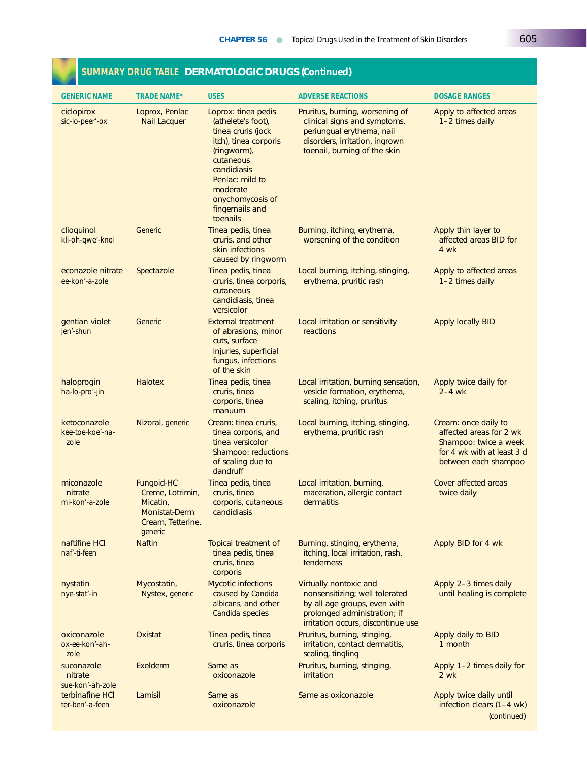## SUMMARY DRUG TABLE DERMATOLOGIC DRUGS (Continued)

| GENERIC NAME | TRADE NAME* | USES | ADVERSE REACTIONS | DOSAGE RANGES |
|---|---|---|---|---|
| ciclopirox sic-lo-peer'-ox | Loprox, Penlac Nail Lacquer | Loprox: tinea pedis (athelete's foot), tinea cruris (jock itch), tinea corporis (ringworm), cutaneous candidiasis Penlac: mild to moderate onychomycosis of fingernails and toenails | Pruritus, burning, worsening of clinical signs and symptoms, periungual erythema, nail disorders, irritation, ingrown toenail, burning of the skin | Apply to affected areas 1–2 times daily |
| clioquinol kli-oh-qwe'-knol | Generic | Tinea pedis, tinea cruris, and other skin infections caused by ringworm | Burning, itching, erythema, worsening of the condition | Apply thin layer to affected areas BID for 4 wk |
| econazole nitrate ee-kon'-a-zole | Spectazole | Tinea pedis, tinea cruris, tinea corporis, cutaneous candidiasis, tinea versicolor | Local burning, itching, stinging, erythema, pruritic rash | Apply to affected areas 1–2 times daily |
| gentian violet jen'-shun | Generic | External treatment of abrasions, minor cuts, surface injuries, superficial fungus, infections of the skin | Local irritation or sensitivity reactions | Apply locally BID |
| haloprogin ha-lo-pro'-jin | Halotex | Tinea pedis, tinea cruris, tinea corporis, tinea manuum | Local irritation, burning sensation, vesicle formation, erythema, scaling, itching, pruritus | Apply twice daily for 2–4 wk |
| ketoconazole kee-toe-koe'-na-zole | Nizoral, generic | Cream: tinea cruris, tinea corporis, and tinea versicolor Shampoo: reductions of scaling due to dandruff | Local burning, itching, stinging, erythema, pruritic rash | Cream: once daily to affected areas for 2 wk Shampoo: twice a week for 4 wk with at least 3 d between each shampoo |
| miconazole nitrate mi-kon'-a-zole | Fungoid-HC Creme, Lotrimin, Micatin, Monistat-Derm Cream, Tetterine, generic | Tinea pedis, tinea cruris, tinea corporis, cutaneous candidiasis | Local irritation, burning, maceration, allergic contact dermatitis | Cover affected areas twice daily |
| naftifine HCl naf'-ti-feen | Naftin | Topical treatment of tinea pedis, tinea cruris, tinea corporis | Burning, stinging, erythema, itching, local irritation, rash, tenderness | Apply BID for 4 wk |
| nystatin nye-stat'-in | Mycostatin, Nystex, generic | Mycotic infections caused by *Candida albicans*, and other *Candida* species | Virtually nontoxic and nonsensitizing; well tolerated by all age groups, even with prolonged administration; if irritation occurs, discontinue use | Apply 2–3 times daily until healing is complete |
| oxiconazole ox-ee-kon'-ah-zole | Oxistat | Tinea pedis, tinea cruris, tinea corporis | Pruritus, burning, stinging, irritation, contact dermatitis, scaling, tingling | Apply daily to BID 1 month |
| suconazole nitrate sue-kon'-ah-zole | Exelderm | Same as oxiconazole | Pruritus, burning, stinging, irritation | Apply 1–2 times daily for 2 wk |
| terbinafine HCl ter-ben'-a-feen | Lamisil | Same as oxiconazole | Same as oxiconazole | Apply twice daily until infection clears (1–4 wk) |

(continued)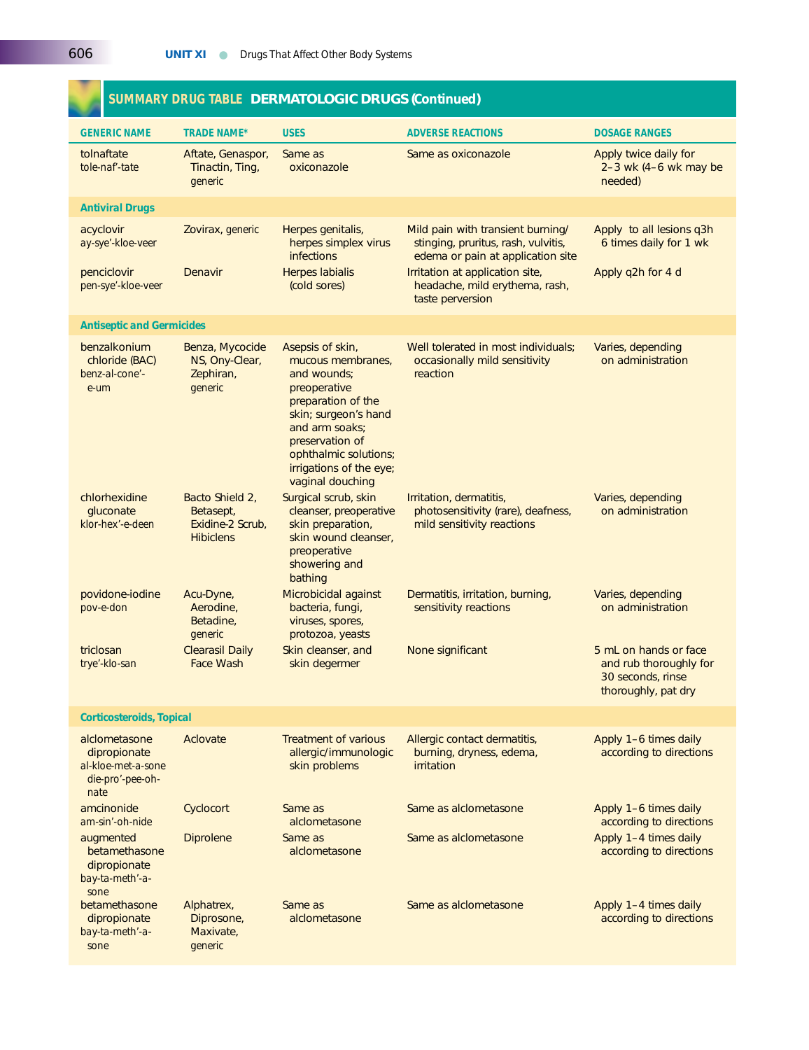## SUMMARY DRUG TABLE DERMATOLOGIC DRUGS (Continued)

| GENERIC NAME | TRADE NAME* | USES | ADVERSE REACTIONS | DOSAGE RANGES |
|---|---|---|---|---|
| tolnaftate<br>tole-naf'-tate | Aftate, Genaspor, Tinactin, Ting, generic | Same as oxiconazole | Same as oxiconazole | Apply twice daily for 2–3 wk (4–6 wk may be needed) |
| **Antiviral Drugs** | | | | |
| acyclovir<br>ay-sye'-kloe-veer | Zovirax, generic | Herpes genitalis, herpes simplex virus infections | Mild pain with transient burning/ stinging, pruritus, rash, vulvitis, edema or pain at application site | Apply to all lesions q3h 6 times daily for 1 wk |
| penciclovir<br>pen-sye'-kloe-veer | Denavir | Herpes labialis (cold sores) | Irritation at application site, headache, mild erythema, rash, taste perversion | Apply q2h for 4 d |
| **Antiseptic and Germicides** | | | | |
| benzalkonium chloride (BAC)<br>benz-al-cone'-e-um | Benza, Mycocide NS, Ony-Clear, Zephiran, generic | Asepsis of skin, mucous membranes, and wounds; preoperative preparation of the skin; surgeon's hand and arm soaks; preservation of ophthalmic solutions; irrigations of the eye; vaginal douching | Well tolerated in most individuals; occasionally mild sensitivity reaction | Varies, depending on administration |
| chlorhexidine gluconate<br>klor-hex'-e-deen | Bacto Shield 2, Betasept, Exidine-2 Scrub, Hibiclens | Surgical scrub, skin cleanser, preoperative skin preparation, skin wound cleanser, preoperative showering and bathing | Irritation, dermatitis, photosensitivity (rare), deafness, mild sensitivity reactions | Varies, depending on administration |
| povidone-iodine<br>pov-e-don | Acu-Dyne, Aerodine, Betadine, generic | Microbicidal against bacteria, fungi, viruses, spores, protozoa, yeasts | Dermatitis, irritation, burning, sensitivity reactions | Varies, depending on administration |
| triclosan<br>trye'-klo-san | Clearasil Daily Face Wash | Skin cleanser, and skin degermer | None significant | 5 mL on hands or face and rub thoroughly for 30 seconds, rinse thoroughly, pat dry |
| **Corticosteroids, Topical** | | | | |
| alclometasone dipropionate<br>al-kloe-met-a-sone die-pro'-pee-oh-nate | Aclovate | Treatment of various allergic/immunologic skin problems | Allergic contact dermatitis, burning, dryness, edema, irritation | Apply 1–6 times daily according to directions |
| amcinonide<br>am-sin'-oh-nide | Cyclocort | Same as alclometasone | Same as alclometasone | Apply 1–6 times daily according to directions |
| augmented betamethasone dipropionate<br>bay-ta-meth'-a-sone | Diprolene | Same as alclometasone | Same as alclometasone | Apply 1–4 times daily according to directions |
| betamethasone dipropionate<br>bay-ta-meth'-a-sone | Alphatrex, Diprosone, Maxivate, generic | Same as alclometasone | Same as alclometasone | Apply 1–4 times daily according to directions |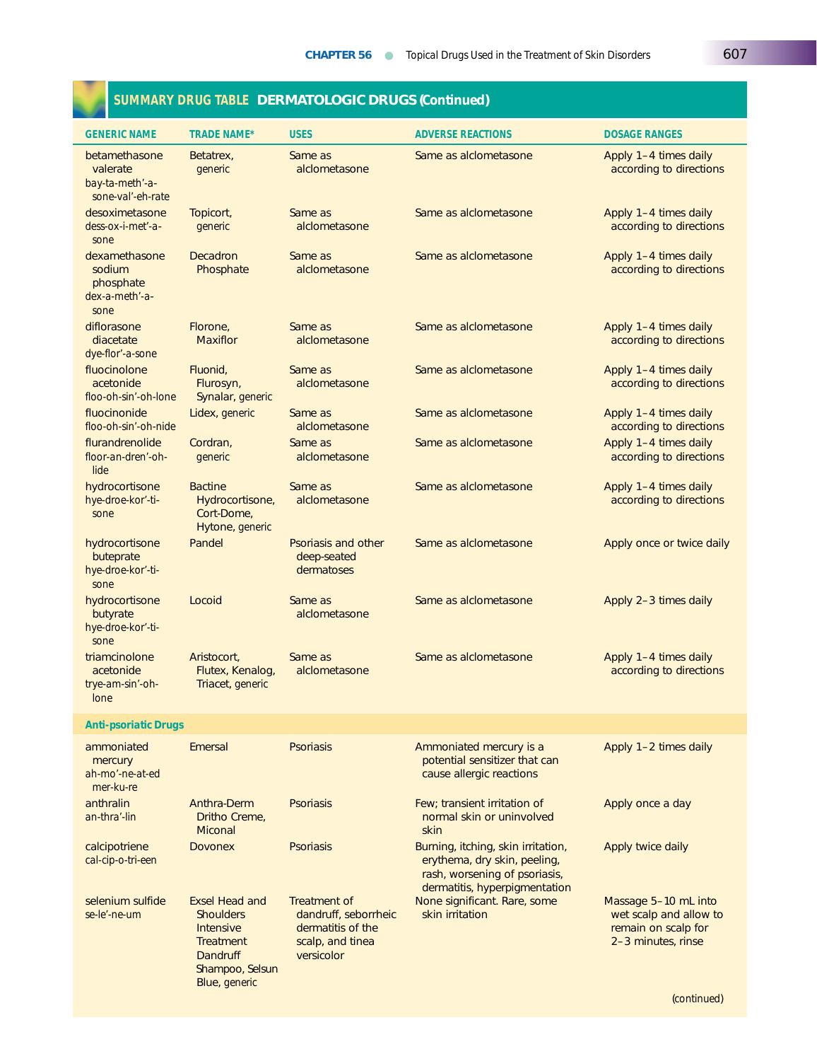## SUMMARY DRUG TABLE DERMATOLOGIC DRUGS (Continued)

| GENERIC NAME | TRADE NAME* | USES | ADVERSE REACTIONS | DOSAGE RANGES |
|---|---|---|---|---|
| betamethasone valerate bay-ta-meth'-a-sone-val'-eh-rate | Betatrex, generic | Same as alclometasone | Same as alclometasone | Apply 1–4 times daily according to directions |
| desoximetasone dess-ox-i-met'-a-sone | Topicort, generic | Same as alclometasone | Same as alclometasone | Apply 1–4 times daily according to directions |
| dexamethasone sodium phosphate dex-a-meth'-a-sone | Decadron Phosphate | Same as alclometasone | Same as alclometasone | Apply 1–4 times daily according to directions |
| diflorasone diacetate dye-flor'-a-sone | Florone, Maxiflor | Same as alclometasone | Same as alclometasone | Apply 1–4 times daily according to directions |
| fluocinolone acetonide floo-oh-sin'-oh-lone | Fluonid, Flurosyn, Synalar, generic | Same as alclometasone | Same as alclometasone | Apply 1–4 times daily according to directions |
| fluocinonide floo-oh-sin'-oh-nide | Lidex, generic | Same as alclometasone | Same as alclometasone | Apply 1–4 times daily according to directions |
| flurandrenolide floor-an-dren'-oh-lide | Cordran, generic | Same as alclometasone | Same as alclometasone | Apply 1–4 times daily according to directions |
| hydrocortisone hye-droe-kor'-ti-sone | Bactine Hydrocortisone, Cort-Dome, Hytone, generic | Same as alclometasone | Same as alclometasone | Apply 1–4 times daily according to directions |
| hydrocortisone buteprate hye-droe-kor'-ti-sone | Pandel | Psoriasis and other deep-seated dermatoses | Same as alclometasone | Apply once or twice daily |
| hydrocortisone butyrate hye-droe-kor'-ti-sone | Locoid | Same as alclometasone | Same as alclometasone | Apply 2–3 times daily |
| triamcinolone acetonide trye-am-sin'-oh-lone | Aristocort, Flutex, Kenalog, Triacet, generic | Same as alclometasone | Same as alclometasone | Apply 1–4 times daily according to directions |
| **Anti-psoriatic Drugs** | | | | |
| ammoniated mercury ah-mo'-ne-at-ed mer-ku-re | Emersal | Psoriasis | Ammoniated mercury is a potential sensitizer that can cause allergic reactions | Apply 1–2 times daily |
| anthralin an-thra'-lin | Anthra-Derm Dritho Creme, Miconal | Psoriasis | Few; transient irritation of normal skin or uninvolved skin | Apply once a day |
| calcipotriene cal-cip-o-tri-een | Dovonex | Psoriasis | Burning, itching, skin irritation, erythema, dry skin, peeling, rash, worsening of psoriasis, dermatitis, hyperpigmentation | Apply twice daily |
| selenium sulfide se-le'-ne-um | Exsel Head and Shoulders Intensive Treatment Dandruff Shampoo, Selsun Blue, generic | Treatment of dandruff, seborrheic dermatitis of the scalp, and tinea versicolor | None significant. Rare, some skin irritation | Massage 5–10 mL into wet scalp and allow to remain on scalp for 2–3 minutes, rinse |

(continued)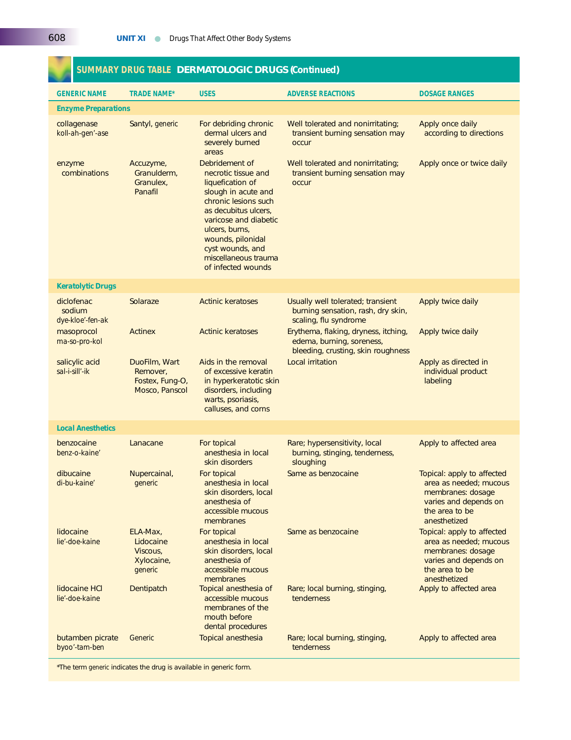## SUMMARY DRUG TABLE DERMATOLOGIC DRUGS (Continued)

| GENERIC NAME | TRADE NAME* | USES | ADVERSE REACTIONS | DOSAGE RANGES |
|---|---|---|---|---|
| **Enzyme Preparations** | | | | |
| collagenase koll-ah-gen'-ase | Santyl, generic | For debriding chronic dermal ulcers and severely burned areas | Well tolerated and nonirritating; transient burning sensation may occur | Apply once daily according to directions |
| enzyme combinations | Accuzyme, Granulderm, Granulex, Panafil | Debridement of necrotic tissue and liquefication of slough in acute and chronic lesions such as decubitus ulcers, varicose and diabetic ulcers, burns, wounds, pilonidal cyst wounds, and miscellaneous trauma of infected wounds | Well tolerated and nonirritating; transient burning sensation may occur | Apply once or twice daily |
| **Keratolytic Drugs** | | | | |
| diclofenac sodium dye-kloe'-fen-ak | Solaraze | Actinic keratoses | Usually well tolerated; transient burning sensation, rash, dry skin, scaling, flu syndrome | Apply twice daily |
| masoprocol ma-so-pro-kol | Actinex | Actinic keratoses | Erythema, flaking, dryness, itching, edema, burning, soreness, bleeding, crusting, skin roughness | Apply twice daily |
| salicylic acid sal-i-sill'-ik | DuoFilm, Wart Remover, Fostex, Fung-O, Mosco, Panscol | Aids in the removal of excessive keratin in hyperkeratotic skin disorders, including warts, psoriasis, calluses, and corns | Local irritation | Apply as directed in individual product labeling |
| **Local Anesthetics** | | | | |
| benzocaine benz-o-kaine' | Lanacane | For topical anesthesia in local skin disorders | Rare; hypersensitivity, local burning, stinging, tenderness, sloughing | Apply to affected area |
| dibucaine di-bu-kaine' | Nupercainal, generic | For topical anesthesia in local skin disorders, local anesthesia of accessible mucous membranes | Same as benzocaine | Topical: apply to affected area as needed; mucous membranes: dosage varies and depends on the area to be anesthetized |
| lidocaine lie'-doe-kaine | ELA-Max, Lidocaine Viscous, Xylocaine, generic | For topical anesthesia in local skin disorders, local anesthesia of accessible mucous membranes | Same as benzocaine | Topical: apply to affected area as needed; mucous membranes: dosage varies and depends on the area to be anesthetized |
| lidocaine HCl lie'-doe-kaine | Dentipatch | Topical anesthesia of accessible mucous membranes of the mouth before dental procedures | Rare; local burning, stinging, tenderness | Apply to affected area |
| butamben picrate byoo'-tam-ben | Generic | Topical anesthesia | Rare; local burning, stinging, tenderness | Apply to affected area |

*The term generic indicates the drug is available in generic form.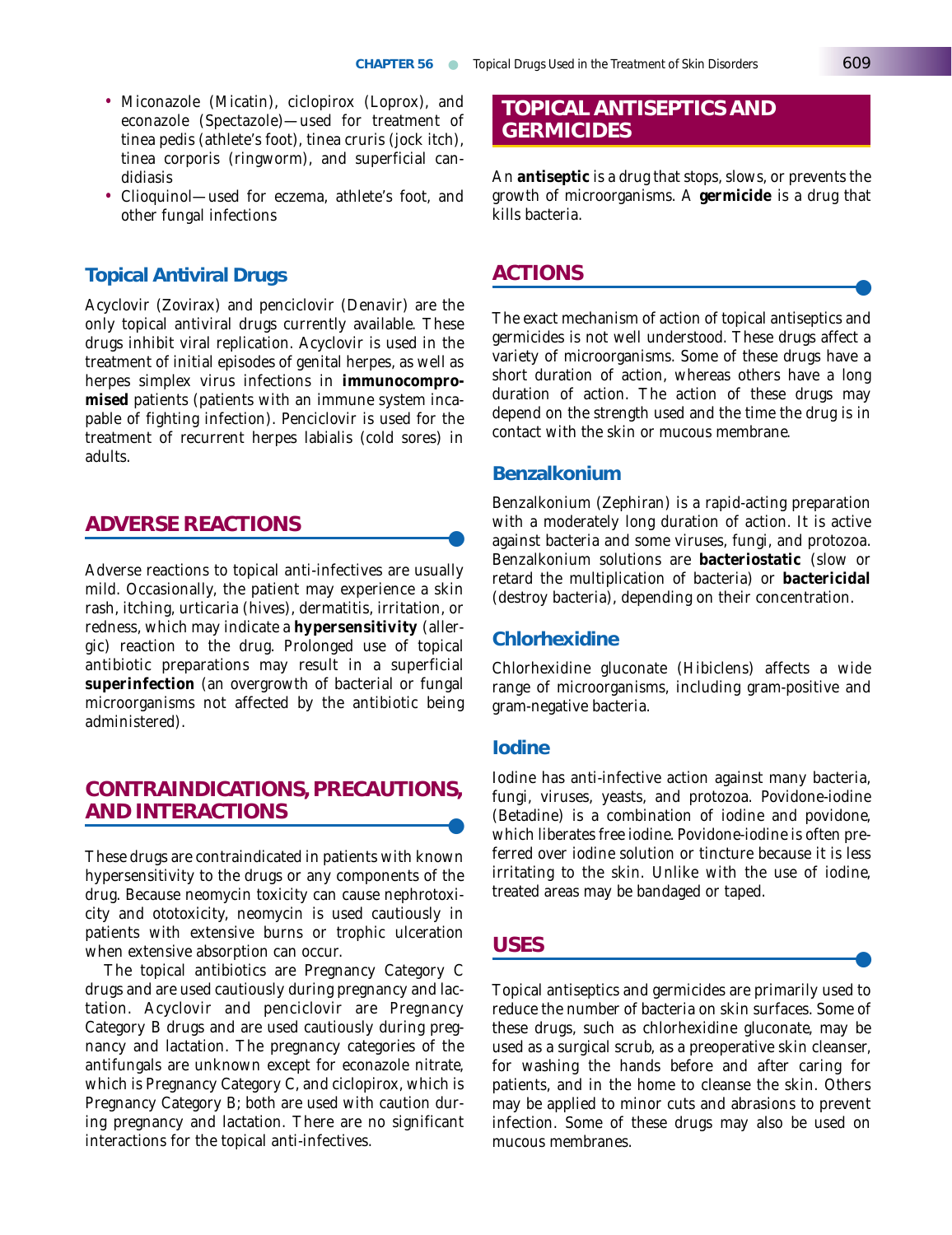- Miconazole (Micatin), ciclopirox (Loprox), and econazole (Spectazole)—used for treatment of tinea pedis (athlete's foot), tinea cruris (jock itch), tinea corporis (ringworm), and superficial candidiasis
- Clioquinol—used for eczema, athlete's foot, and other fungal infections

### Topical Antiviral Drugs

Acyclovir (Zovirax) and penciclovir (Denavir) are the only topical antiviral drugs currently available. These drugs inhibit viral replication. Acyclovir is used in the treatment of initial episodes of genital herpes, as well as herpes simplex virus infections in **immunocompromised** patients (patients with an immune system incapable of fighting infection). Penciclovir is used for the treatment of recurrent herpes labialis (cold sores) in adults.

## ADVERSE REACTIONS

Adverse reactions to topical anti-infectives are usually mild. Occasionally, the patient may experience a skin rash, itching, urticaria (hives), dermatitis, irritation, or redness, which may indicate a **hypersensitivity** (allergic) reaction to the drug. Prolonged use of topical antibiotic preparations may result in a superficial **superinfection** (an overgrowth of bacterial or fungal microorganisms not affected by the antibiotic being administered).

## CONTRAINDICATIONS, PRECAUTIONS, AND INTERACTIONS

These drugs are contraindicated in patients with known hypersensitivity to the drugs or any components of the drug. Because neomycin toxicity can cause nephrotoxicity and ototoxicity, neomycin is used cautiously in patients with extensive burns or trophic ulceration when extensive absorption can occur.

The topical antibiotics are Pregnancy Category C drugs and are used cautiously during pregnancy and lactation. Acyclovir and penciclovir are Pregnancy Category B drugs and are used cautiously during pregnancy and lactation. The pregnancy categories of the antifungals are unknown except for econazole nitrate, which is Pregnancy Category C, and ciclopirox, which is Pregnancy Category B; both are used with caution during pregnancy and lactation. There are no significant interactions for the topical anti-infectives.

# TOPICAL ANTISEPTICS AND GERMICIDES

An **antiseptic** is a drug that stops, slows, or prevents the growth of microorganisms. A **germicide** is a drug that kills bacteria.

## ACTIONS

The exact mechanism of action of topical antiseptics and germicides is not well understood. These drugs affect a variety of microorganisms. Some of these drugs have a short duration of action, whereas others have a long duration of action. The action of these drugs may depend on the strength used and the time the drug is in contact with the skin or mucous membrane.

### Benzalkonium

Benzalkonium (Zephiran) is a rapid-acting preparation with a moderately long duration of action. It is active against bacteria and some viruses, fungi, and protozoa. Benzalkonium solutions are **bacteriostatic** (slow or retard the multiplication of bacteria) or **bactericidal** (destroy bacteria), depending on their concentration.

### Chlorhexidine

Chlorhexidine gluconate (Hibiclens) affects a wide range of microorganisms, including gram-positive and gram-negative bacteria.

### Iodine

Iodine has anti-infective action against many bacteria, fungi, viruses, yeasts, and protozoa. Povidone-iodine (Betadine) is a combination of iodine and povidone, which liberates free iodine. Povidone-iodine is often preferred over iodine solution or tincture because it is less irritating to the skin. Unlike with the use of iodine, treated areas may be bandaged or taped.

## USES

Topical antiseptics and germicides are primarily used to reduce the number of bacteria on skin surfaces. Some of these drugs, such as chlorhexidine gluconate, may be used as a surgical scrub, as a preoperative skin cleanser, for washing the hands before and after caring for patients, and in the home to cleanse the skin. Others may be applied to minor cuts and abrasions to prevent infection. Some of these drugs may also be used on mucous membranes.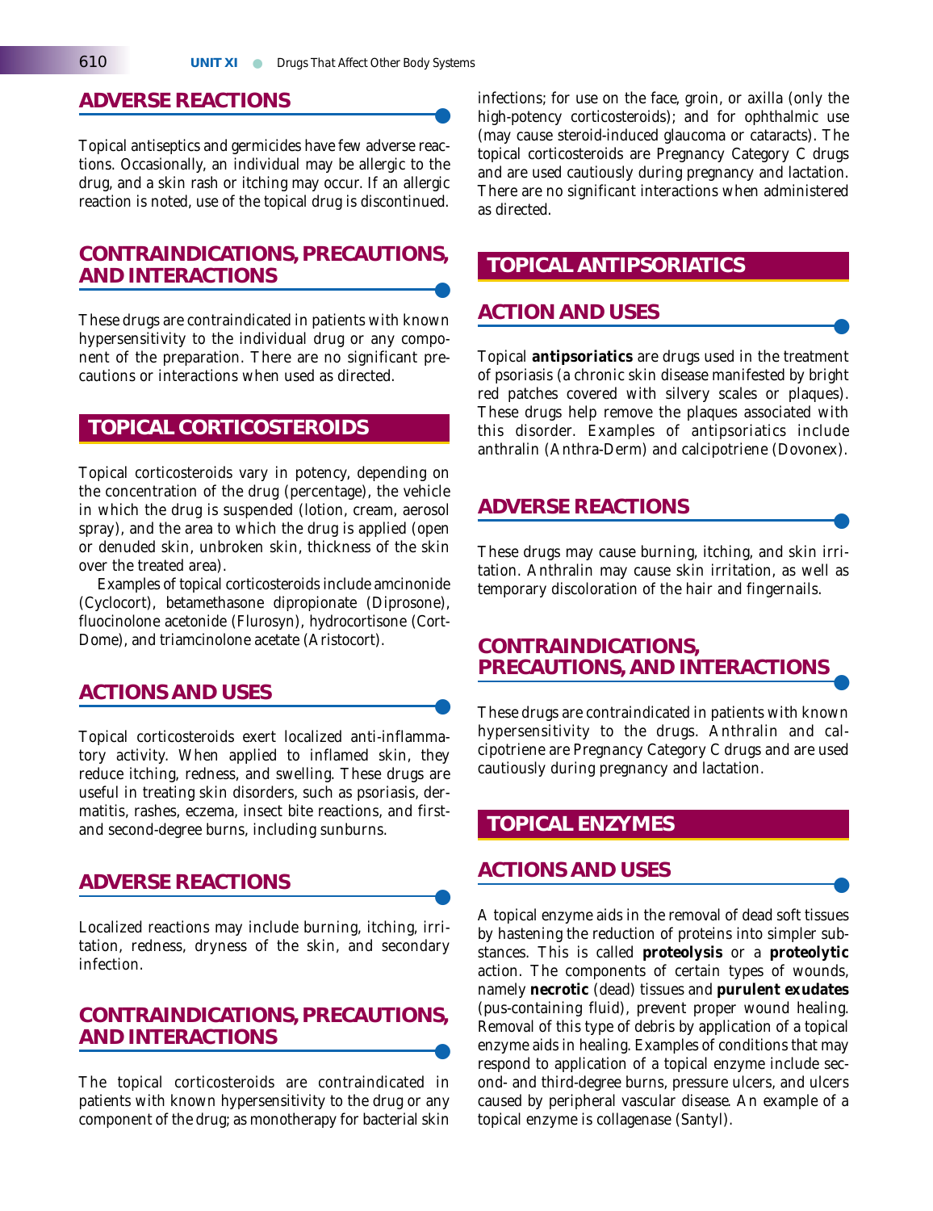## ADVERSE REACTIONS

Topical antiseptics and germicides have few adverse reactions. Occasionally, an individual may be allergic to the drug, and a skin rash or itching may occur. If an allergic reaction is noted, use of the topical drug is discontinued.

## CONTRAINDICATIONS, PRECAUTIONS, AND INTERACTIONS

These drugs are contraindicated in patients with known hypersensitivity to the individual drug or any component of the preparation. There are no significant precautions or interactions when used as directed.

# TOPICAL CORTICOSTEROIDS

Topical corticosteroids vary in potency, depending on the concentration of the drug (percentage), the vehicle in which the drug is suspended (lotion, cream, aerosol spray), and the area to which the drug is applied (open or denuded skin, unbroken skin, thickness of the skin over the treated area).

Examples of topical corticosteroids include amcinonide (Cyclocort), betamethasone dipropionate (Diprosone), fluocinolone acetonide (Flurosyn), hydrocortisone (Cort-Dome), and triamcinolone acetate (Aristocort).

## ACTIONS AND USES

Topical corticosteroids exert localized anti-inflammatory activity. When applied to inflamed skin, they reduce itching, redness, and swelling. These drugs are useful in treating skin disorders, such as psoriasis, dermatitis, rashes, eczema, insect bite reactions, and first- and second-degree burns, including sunburns.

## ADVERSE REACTIONS

Localized reactions may include burning, itching, irritation, redness, dryness of the skin, and secondary infection.

## CONTRAINDICATIONS, PRECAUTIONS, AND INTERACTIONS

The topical corticosteroids are contraindicated in patients with known hypersensitivity to the drug or any component of the drug; as monotherapy for bacterial skin infections; for use on the face, groin, or axilla (only the high-potency corticosteroids); and for ophthalmic use (may cause steroid-induced glaucoma or cataracts). The topical corticosteroids are Pregnancy Category C drugs and are used cautiously during pregnancy and lactation. There are no significant interactions when administered as directed.

# TOPICAL ANTIPSORIATICS

## ACTION AND USES

Topical **antipsoriatics** are drugs used in the treatment of psoriasis (a chronic skin disease manifested by bright red patches covered with silvery scales or plaques). These drugs help remove the plaques associated with this disorder. Examples of antipsoriatics include anthralin (Anthra-Derm) and calcipotriene (Dovonex).

## ADVERSE REACTIONS

These drugs may cause burning, itching, and skin irritation. Anthralin may cause skin irritation, as well as temporary discoloration of the hair and fingernails.

## CONTRAINDICATIONS, PRECAUTIONS, AND INTERACTIONS

These drugs are contraindicated in patients with known hypersensitivity to the drugs. Anthralin and calcipotriene are Pregnancy Category C drugs and are used cautiously during pregnancy and lactation.

# TOPICAL ENZYMES

## ACTIONS AND USES

A topical enzyme aids in the removal of dead soft tissues by hastening the reduction of proteins into simpler substances. This is called **proteolysis** or a **proteolytic** action. The components of certain types of wounds, namely **necrotic** (dead) tissues and **purulent exudates** (pus-containing fluid), prevent proper wound healing. Removal of this type of debris by application of a topical enzyme aids in healing. Examples of conditions that may respond to application of a topical enzyme include second- and third-degree burns, pressure ulcers, and ulcers caused by peripheral vascular disease. An example of a topical enzyme is collagenase (Santyl).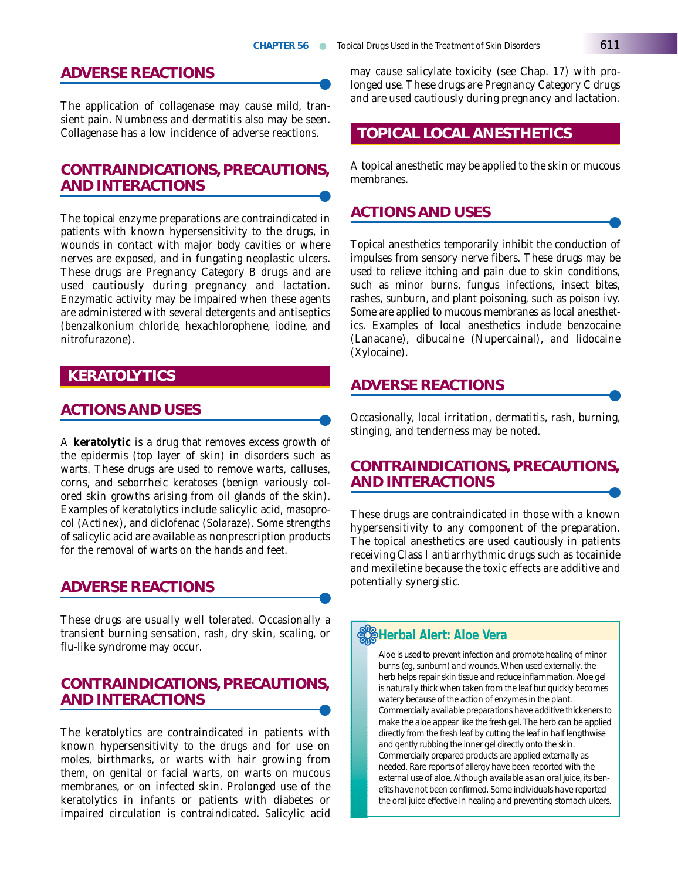## ADVERSE REACTIONS

The application of collagenase may cause mild, transient pain. Numbness and dermatitis also may be seen. Collagenase has a low incidence of adverse reactions.

## CONTRAINDICATIONS, PRECAUTIONS, AND INTERACTIONS

The topical enzyme preparations are contraindicated in patients with known hypersensitivity to the drugs, in wounds in contact with major body cavities or where nerves are exposed, and in fungating neoplastic ulcers. These drugs are Pregnancy Category B drugs and are used cautiously during pregnancy and lactation. Enzymatic activity may be impaired when these agents are administered with several detergents and antiseptics (benzalkonium chloride, hexachlorophene, iodine, and nitrofurazone).

# KERATOLYTICS

## ACTIONS AND USES

A **keratolytic** is a drug that removes excess growth of the epidermis (top layer of skin) in disorders such as warts. These drugs are used to remove warts, calluses, corns, and seborrheic keratoses (benign variously colored skin growths arising from oil glands of the skin). Examples of keratolytics include salicylic acid, masoprocol (Actinex), and diclofenac (Solaraze). Some strengths of salicylic acid are available as nonprescription products for the removal of warts on the hands and feet.

## ADVERSE REACTIONS

These drugs are usually well tolerated. Occasionally a transient burning sensation, rash, dry skin, scaling, or flu-like syndrome may occur.

## CONTRAINDICATIONS, PRECAUTIONS, AND INTERACTIONS

The keratolytics are contraindicated in patients with known hypersensitivity to the drugs and for use on moles, birthmarks, or warts with hair growing from them, on genital or facial warts, on warts on mucous membranes, or on infected skin. Prolonged use of the keratolytics in infants or patients with diabetes or impaired circulation is contraindicated. Salicylic acid may cause salicylate toxicity (see Chap. 17) with prolonged use. These drugs are Pregnancy Category C drugs and are used cautiously during pregnancy and lactation.

# TOPICAL LOCAL ANESTHETICS

A topical anesthetic may be applied to the skin or mucous membranes.

## ACTIONS AND USES

Topical anesthetics temporarily inhibit the conduction of impulses from sensory nerve fibers. These drugs may be used to relieve itching and pain due to skin conditions, such as minor burns, fungus infections, insect bites, rashes, sunburn, and plant poisoning, such as poison ivy. Some are applied to mucous membranes as local anesthetics. Examples of local anesthetics include benzocaine (Lanacane), dibucaine (Nupercainal), and lidocaine (Xylocaine).

## ADVERSE REACTIONS

Occasionally, local irritation, dermatitis, rash, burning, stinging, and tenderness may be noted.

## CONTRAINDICATIONS, PRECAUTIONS, AND INTERACTIONS

These drugs are contraindicated in those with a known hypersensitivity to any component of the preparation. The topical anesthetics are used cautiously in patients receiving Class I antiarrhythmic drugs such as tocainide and mexiletine because the toxic effects are additive and potentially synergistic.

### Herbal Alert: Aloe Vera

Aloe is used to prevent infection and promote healing of minor burns (eg, sunburn) and wounds. When used externally, the herb helps repair skin tissue and reduce inflammation. Aloe gel is naturally thick when taken from the leaf but quickly becomes watery because of the action of enzymes in the plant. Commercially available preparations have additive thickeners to make the aloe appear like the fresh gel. The herb can be applied directly from the fresh leaf by cutting the leaf in half lengthwise and gently rubbing the inner gel directly onto the skin. Commercially prepared products are applied externally as needed. Rare reports of allergy have been reported with the external use of aloe. Although available as an oral juice, its benefits have not been confirmed. Some individuals have reported the oral juice effective in healing and preventing stomach ulcers.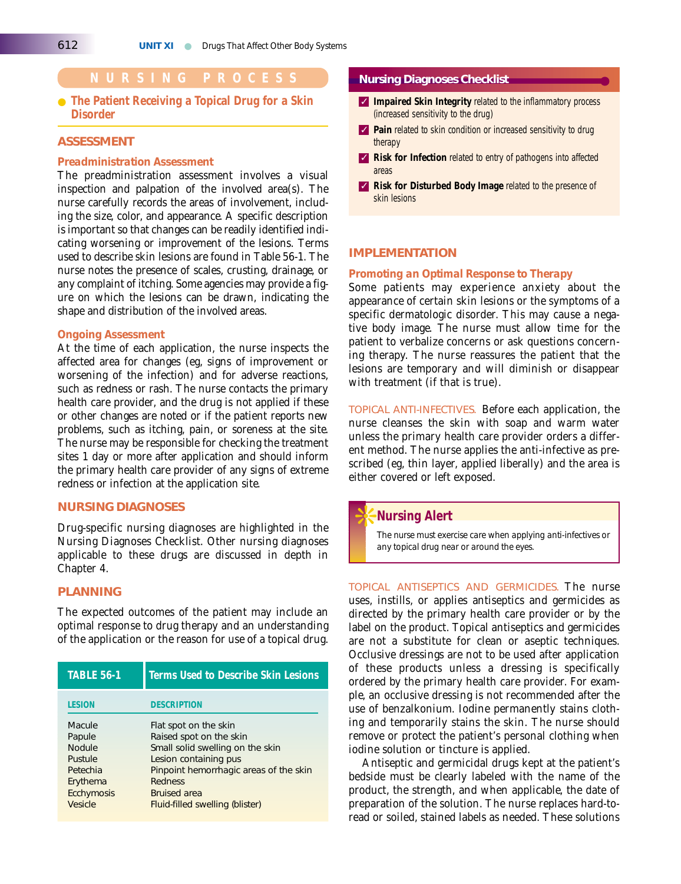# NURSING PROCESS

## The Patient Receiving a Topical Drug for a Skin Disorder

### ASSESSMENT

#### *Preadministration Assessment*

The preadministration assessment involves a visual inspection and palpation of the involved area(s). The nurse carefully records the areas of involvement, including the size, color, and appearance. A specific description is important so that changes can be readily identified indicating worsening or improvement of the lesions. Terms used to describe skin lesions are found in Table 56-1. The nurse notes the presence of scales, crusting, drainage, or any complaint of itching. Some agencies may provide a figure on which the lesions can be drawn, indicating the shape and distribution of the involved areas.

#### *Ongoing Assessment*

At the time of each application, the nurse inspects the affected area for changes (eg, signs of improvement or worsening of the infection) and for adverse reactions, such as redness or rash. The nurse contacts the primary health care provider, and the drug is not applied if these or other changes are noted or if the patient reports new problems, such as itching, pain, or soreness at the site. The nurse may be responsible for checking the treatment sites 1 day or more after application and should inform the primary health care provider of any signs of extreme redness or infection at the application site.

### NURSING DIAGNOSES

Drug-specific nursing diagnoses are highlighted in the Nursing Diagnoses Checklist. Other nursing diagnoses applicable to these drugs are discussed in depth in Chapter 4.

### PLANNING

The expected outcomes of the patient may include an optimal response to drug therapy and an understanding of the application or the reason for use of a topical drug.

**TABLE 56-1 Terms Used to Describe Skin Lesions**

| LESION | DESCRIPTION |
|---|---|
| Macule | Flat spot on the skin |
| Papule | Raised spot on the skin |
| Nodule | Small solid swelling on the skin |
| Pustule | Lesion containing pus |
| Petechia | Pinpoint hemorrhagic areas of the skin |
| Erythema | Redness |
| Ecchymosis | Bruised area |
| Vesicle | Fluid-filled swelling (blister) |

**Nursing Diagnoses Checklist**

- ✓ **Impaired Skin Integrity** related to the inflammatory process (increased sensitivity to the drug)
- ✓ **Pain** related to skin condition or increased sensitivity to drug therapy
- ✓ **Risk for Infection** related to entry of pathogens into affected areas
- ✓ **Risk for Disturbed Body Image** related to the presence of skin lesions

### IMPLEMENTATION

#### *Promoting an Optimal Response to Therapy*

Some patients may experience anxiety about the appearance of certain skin lesions or the symptoms of a specific dermatologic disorder. This may cause a negative body image. The nurse must allow time for the patient to verbalize concerns or ask questions concerning therapy. The nurse reassures the patient that the lesions are temporary and will diminish or disappear with treatment (if that is true).

TOPICAL ANTI-INFECTIVES. Before each application, the nurse cleanses the skin with soap and warm water unless the primary health care provider orders a different method. The nurse applies the anti-infective as prescribed (eg, thin layer, applied liberally) and the area is either covered or left exposed.

> **Nursing Alert**
>
> The nurse must exercise care when applying anti-infectives or any topical drug near or around the eyes.

TOPICAL ANTISEPTICS AND GERMICIDES. The nurse uses, instills, or applies antiseptics and germicides as directed by the primary health care provider or by the label on the product. Topical antiseptics and germicides are not a substitute for clean or aseptic techniques. Occlusive dressings are not to be used after application of these products unless a dressing is specifically ordered by the primary health care provider. For example, an occlusive dressing is not recommended after the use of benzalkonium. Iodine permanently stains clothing and temporarily stains the skin. The nurse should remove or protect the patient's personal clothing when iodine solution or tincture is applied.

Antiseptic and germicidal drugs kept at the patient's bedside must be clearly labeled with the name of the product, the strength, and when applicable, the date of preparation of the solution. The nurse replaces hard-to-read or soiled, stained labels as needed. These solutions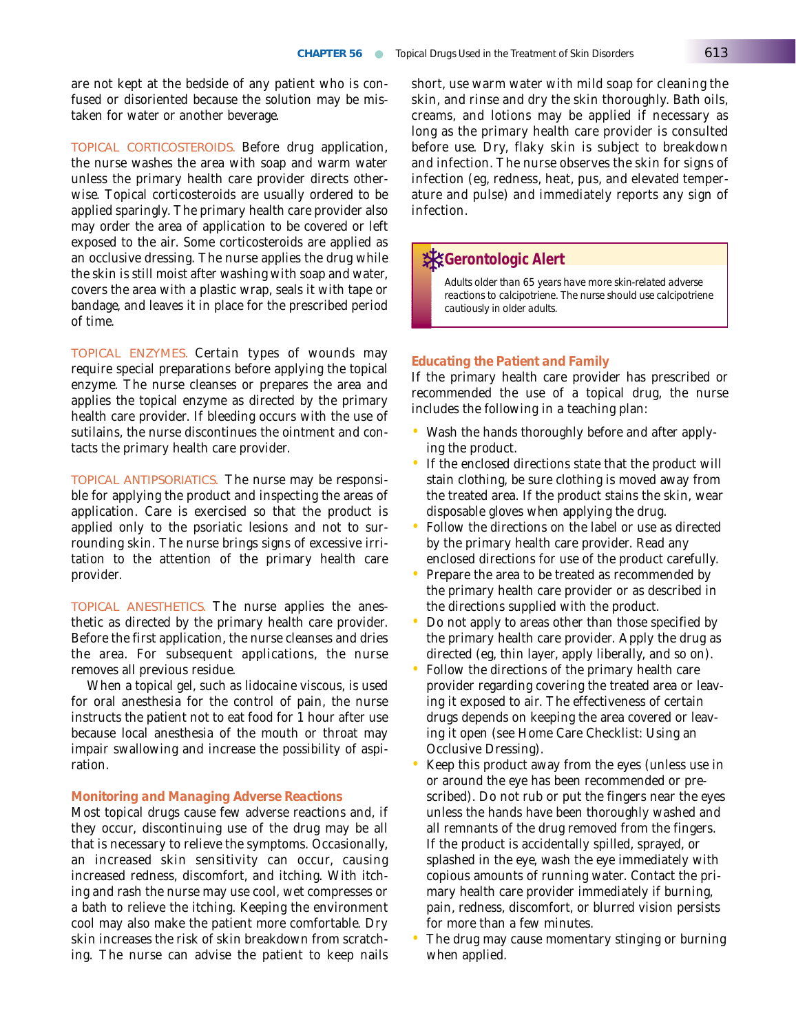are not kept at the bedside of any patient who is confused or disoriented because the solution may be mistaken for water or another beverage.

TOPICAL CORTICOSTEROIDS. Before drug application, the nurse washes the area with soap and warm water unless the primary health care provider directs otherwise. Topical corticosteroids are usually ordered to be applied sparingly. The primary health care provider also may order the area of application to be covered or left exposed to the air. Some corticosteroids are applied as an occlusive dressing. The nurse applies the drug while the skin is still moist after washing with soap and water, covers the area with a plastic wrap, seals it with tape or bandage, and leaves it in place for the prescribed period of time.

TOPICAL ENZYMES. Certain types of wounds may require special preparations before applying the topical enzyme. The nurse cleanses or prepares the area and applies the topical enzyme as directed by the primary health care provider. If bleeding occurs with the use of sutilains, the nurse discontinues the ointment and contacts the primary health care provider.

TOPICAL ANTIPSORIATICS. The nurse may be responsible for applying the product and inspecting the areas of application. Care is exercised so that the product is applied only to the psoriatic lesions and not to surrounding skin. The nurse brings signs of excessive irritation to the attention of the primary health care provider.

TOPICAL ANESTHETICS. The nurse applies the anesthetic as directed by the primary health care provider. Before the first application, the nurse cleanses and dries the area. For subsequent applications, the nurse removes all previous residue.

When a topical gel, such as lidocaine viscous, is used for oral anesthesia for the control of pain, the nurse instructs the patient not to eat food for 1 hour after use because local anesthesia of the mouth or throat may impair swallowing and increase the possibility of aspiration.

### Monitoring and Managing Adverse Reactions

Most topical drugs cause few adverse reactions and, if they occur, discontinuing use of the drug may be all that is necessary to relieve the symptoms. Occasionally, an increased skin sensitivity can occur, causing increased redness, discomfort, and itching. With itching and rash the nurse may use cool, wet compresses or a bath to relieve the itching. Keeping the environment cool may also make the patient more comfortable. Dry skin increases the risk of skin breakdown from scratching. The nurse can advise the patient to keep nails short, use warm water with mild soap for cleaning the skin, and rinse and dry the skin thoroughly. Bath oils, creams, and lotions may be applied if necessary as long as the primary health care provider is consulted before use. Dry, flaky skin is subject to breakdown and infection. The nurse observes the skin for signs of infection (eg, redness, heat, pus, and elevated temperature and pulse) and immediately reports any sign of infection.

**Gerontologic Alert**

Adults older than 65 years have more skin-related adverse reactions to calcipotriene. The nurse should use calcipotriene cautiously in older adults.

### Educating the Patient and Family

If the primary health care provider has prescribed or recommended the use of a topical drug, the nurse includes the following in a teaching plan:

- Wash the hands thoroughly before and after applying the product.
- If the enclosed directions state that the product will stain clothing, be sure clothing is moved away from the treated area. If the product stains the skin, wear disposable gloves when applying the drug.
- Follow the directions on the label or use as directed by the primary health care provider. Read any enclosed directions for use of the product carefully.
- Prepare the area to be treated as recommended by the primary health care provider or as described in the directions supplied with the product.
- Do not apply to areas other than those specified by the primary health care provider. Apply the drug as directed (eg, thin layer, apply liberally, and so on).
- Follow the directions of the primary health care provider regarding covering the treated area or leaving it exposed to air. The effectiveness of certain drugs depends on keeping the area covered or leaving it open (see Home Care Checklist: Using an Occlusive Dressing).
- Keep this product away from the eyes (unless use in or around the eye has been recommended or prescribed). Do not rub or put the fingers near the eyes unless the hands have been thoroughly washed and all remnants of the drug removed from the fingers. If the product is accidentally spilled, sprayed, or splashed in the eye, wash the eye immediately with copious amounts of running water. Contact the primary health care provider immediately if burning, pain, redness, discomfort, or blurred vision persists for more than a few minutes.
- The drug may cause momentary stinging or burning when applied.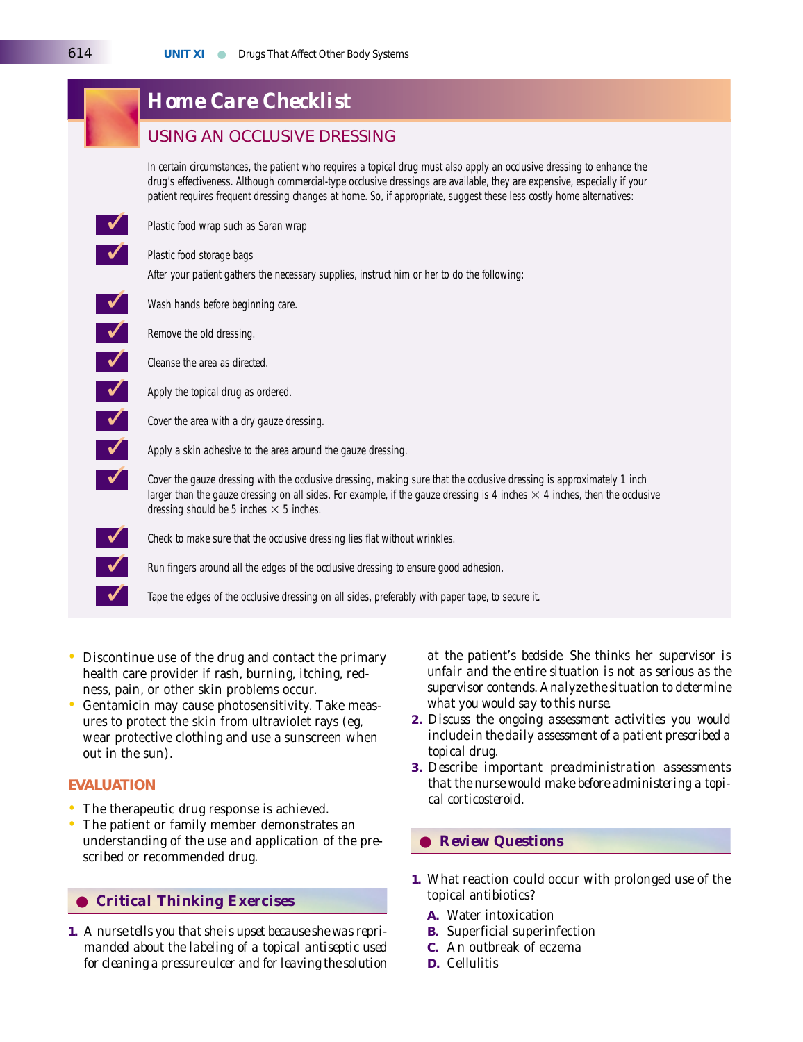## Home Care Checklist

### USING AN OCCLUSIVE DRESSING

In certain circumstances, the patient who requires a topical drug must also apply an occlusive dressing to enhance the drug's effectiveness. Although commercial-type occlusive dressings are available, they are expensive, especially if your patient requires frequent dressing changes at home. So, if appropriate, suggest these less costly home alternatives:

- ✓ Plastic food wrap such as Saran wrap
- ✓ Plastic food storage bags

After your patient gathers the necessary supplies, instruct him or her to do the following:

- ✓ Wash hands before beginning care.
- ✓ Remove the old dressing.
- ✓ Cleanse the area as directed.
- ✓ Apply the topical drug as ordered.
- ✓ Cover the area with a dry gauze dressing.
- ✓ Apply a skin adhesive to the area around the gauze dressing.
- ✓ Cover the gauze dressing with the occlusive dressing, making sure that the occlusive dressing is approximately 1 inch larger than the gauze dressing on all sides. For example, if the gauze dressing is 4 inches × 4 inches, then the occlusive dressing should be 5 inches × 5 inches.
- ✓ Check to make sure that the occlusive dressing lies flat without wrinkles.
- ✓ Run fingers around all the edges of the occlusive dressing to ensure good adhesion.
- ✓ Tape the edges of the occlusive dressing on all sides, preferably with paper tape, to secure it.

- Discontinue use of the drug and contact the primary health care provider if rash, burning, itching, redness, pain, or other skin problems occur.
- Gentamicin may cause photosensitivity. Take measures to protect the skin from ultraviolet rays (eg, wear protective clothing and use a sunscreen when out in the sun).

### EVALUATION

- The therapeutic drug response is achieved.
- The patient or family member demonstrates an understanding of the use and application of the prescribed or recommended drug.

## Critical Thinking Exercises

1. *A nurse tells you that she is upset because she was reprimanded about the labeling of a topical antiseptic used for cleaning a pressure ulcer and for leaving the solution at the patient's bedside. She thinks her supervisor is unfair and the entire situation is not as serious as the supervisor contends. Analyze the situation to determine what you would say to this nurse.*
2. *Discuss the ongoing assessment activities you would include in the daily assessment of a patient prescribed a topical drug.*
3. *Describe important preadministration assessments that the nurse would make before administering a topical corticosteroid.*

## Review Questions

1. What reaction could occur with prolonged use of the topical antibiotics?
   - **A.** Water intoxication
   - **B.** Superficial superinfection
   - **C.** An outbreak of eczema
   - **D.** Cellulitis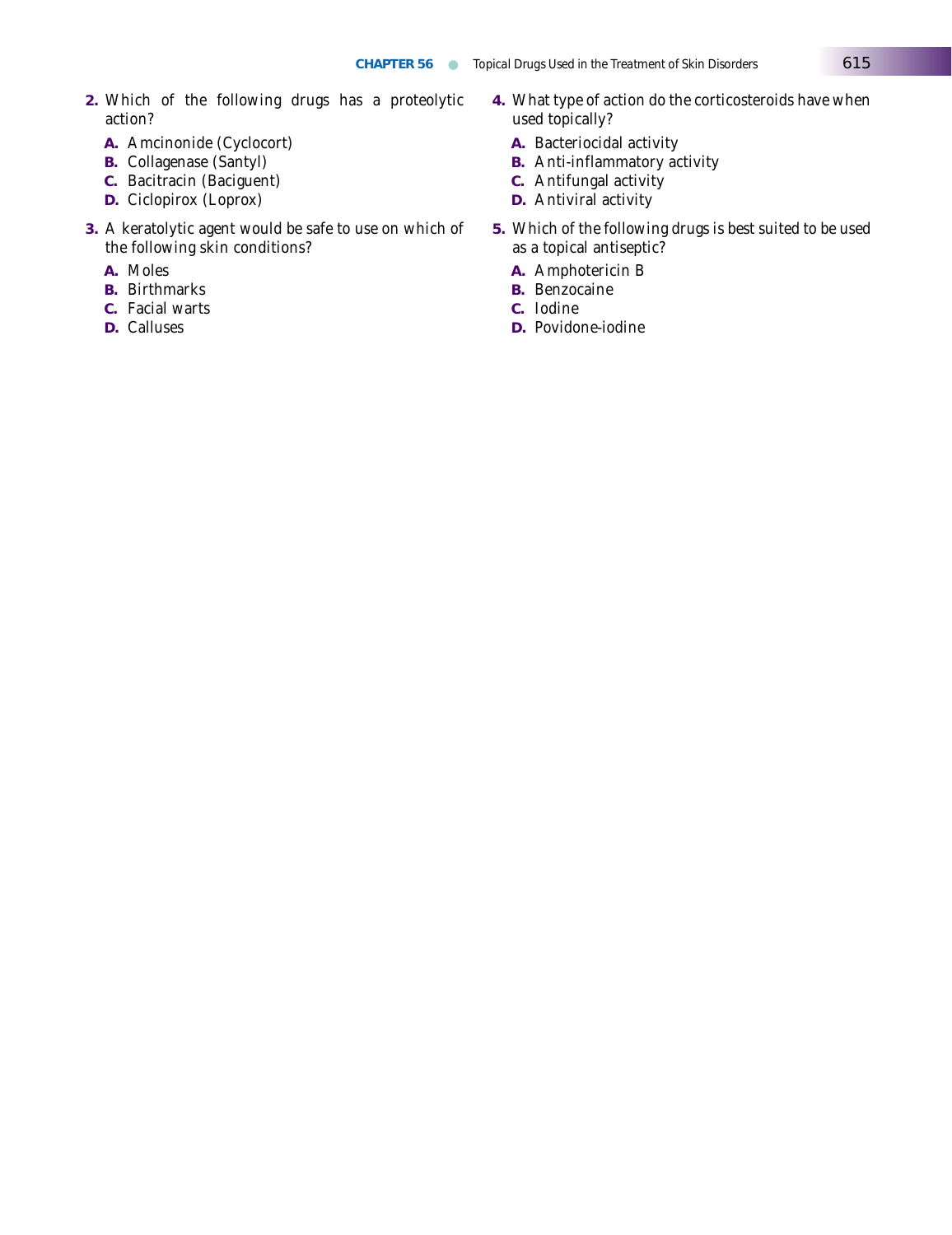2. Which of the following drugs has a proteolytic action?

   A. Amcinonide (Cyclocort)
   B. Collagenase (Santyl)
   C. Bacitracin (Baciguent)
   D. Ciclopirox (Loprox)

3. A keratolytic agent would be safe to use on which of the following skin conditions?

   A. Moles
   B. Birthmarks
   C. Facial warts
   D. Calluses

4. What type of action do the corticosteroids have when used topically?

   A. Bacteriocidal activity
   B. Anti-inflammatory activity
   C. Antifungal activity
   D. Antiviral activity

5. Which of the following drugs is best suited to be used as a topical antiseptic?

   A. Amphotericin B
   B. Benzocaine
   C. Iodine
   D. Povidone-iodine